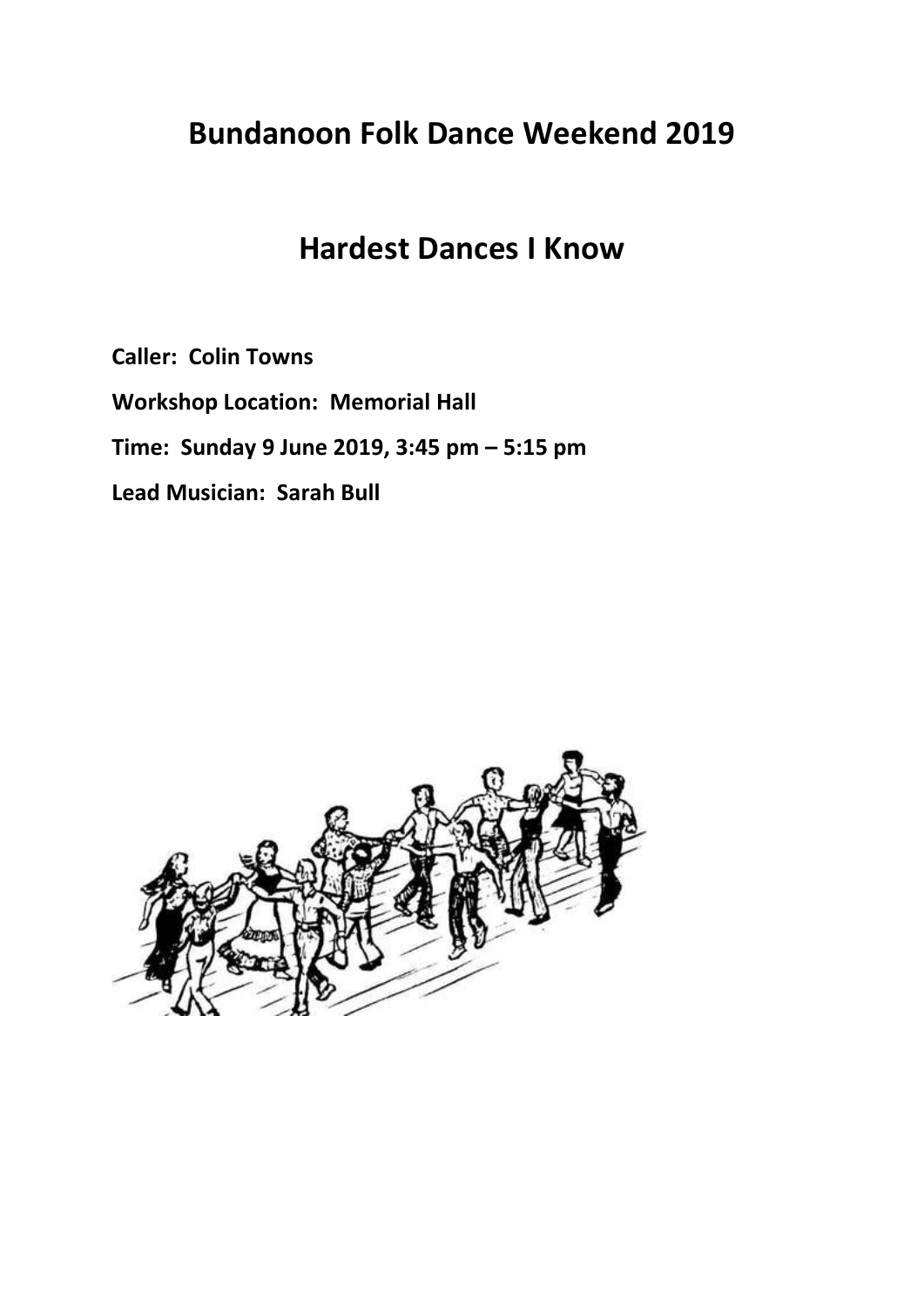# Bundanoon Folk Dance Weekend 2019

## Hardest Dances I Know

**Caller: Colin Towns**

**Workshop Location: Memorial Hall**

**Time: Sunday 9 June 2019, 3:45 pm – 5:15 pm**

**Lead Musician: Sarah Bull**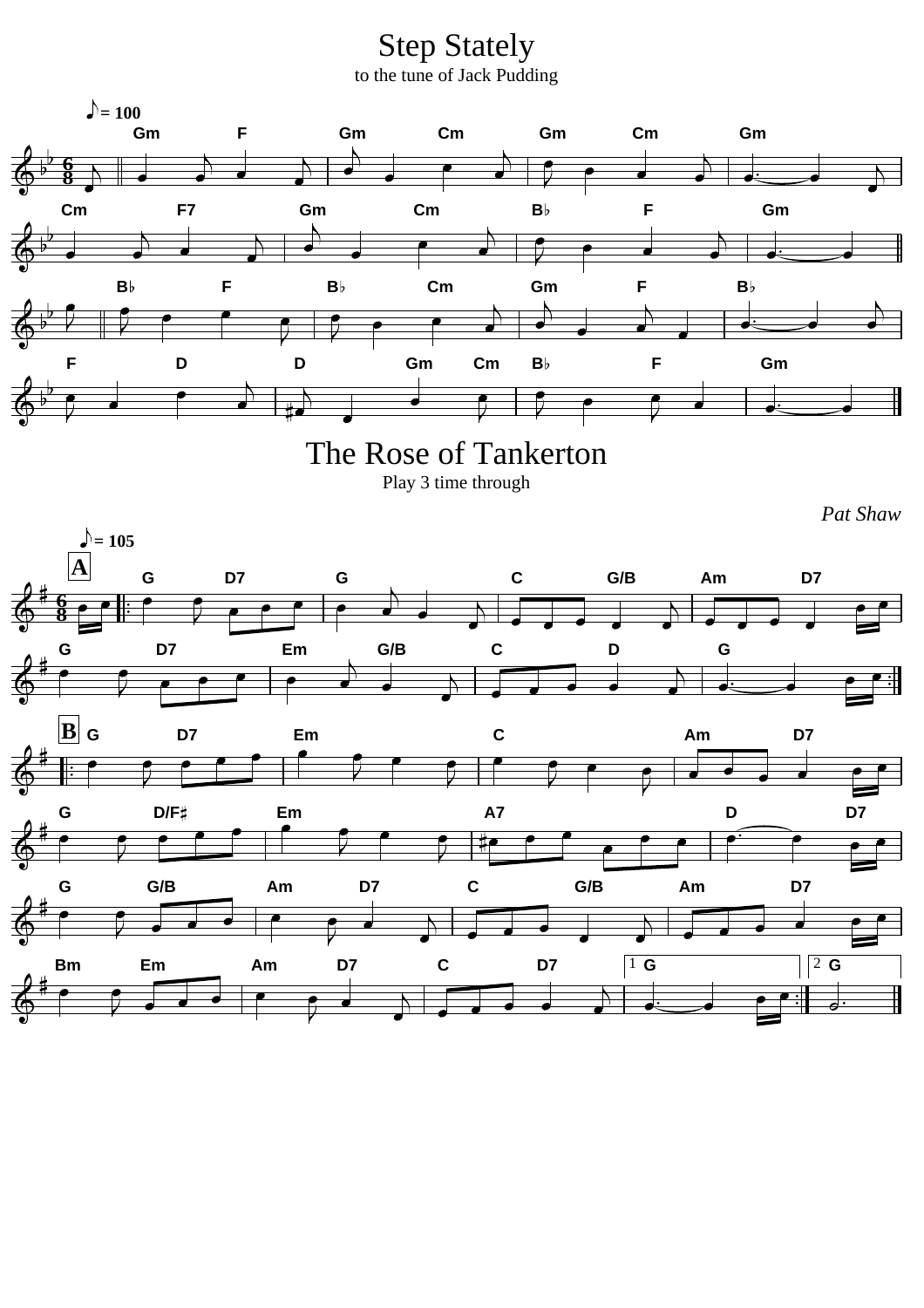# Step Stately

to the tune of Jack Pudding

# The Rose of Tankerton

Play 3 time through

*Pat Shaw*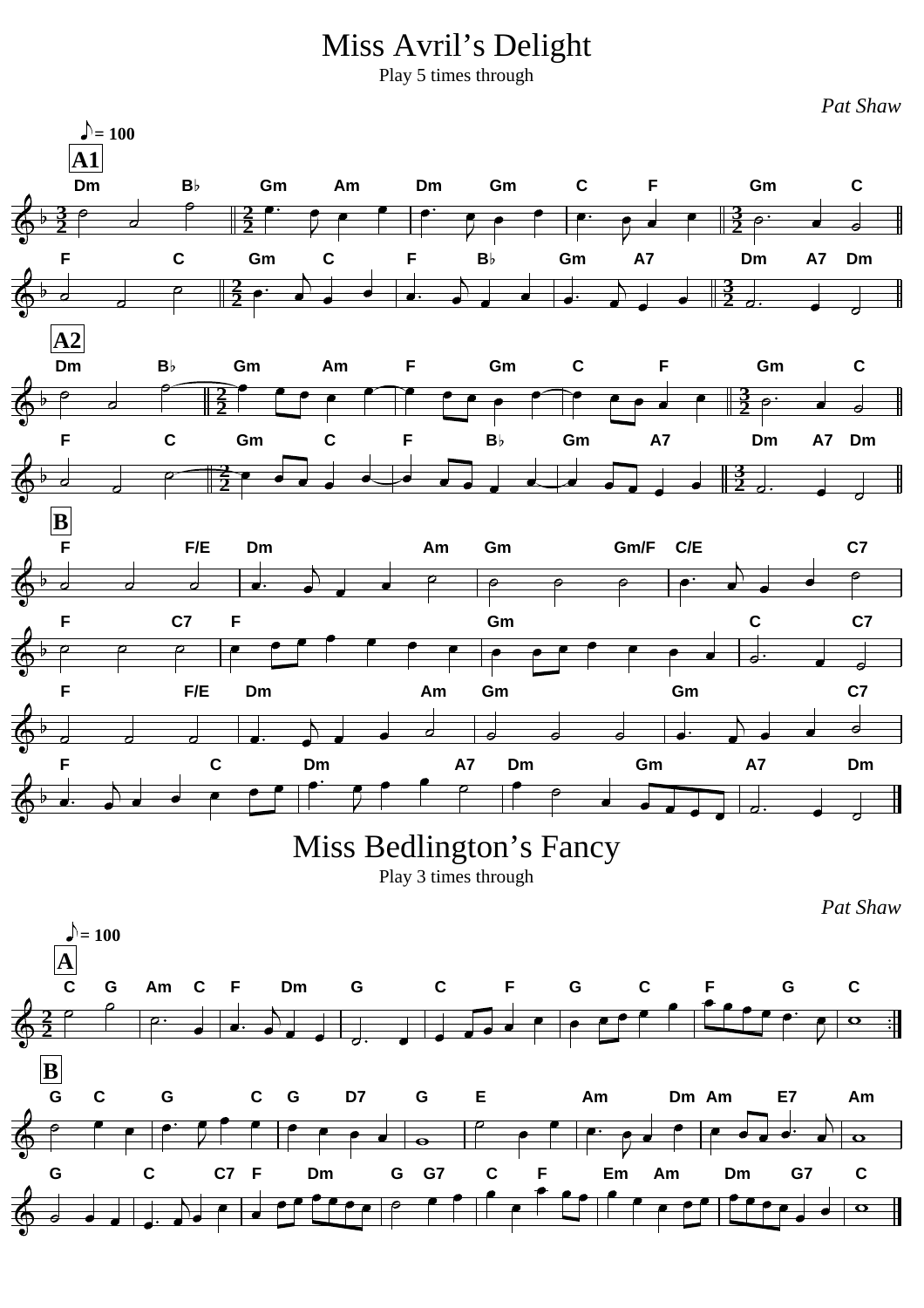# Miss Avril's Delight

Play 5 times through

*Pat Shaw*

# Miss Bedlington's Fancy

Play 3 times through

*Pat Shaw*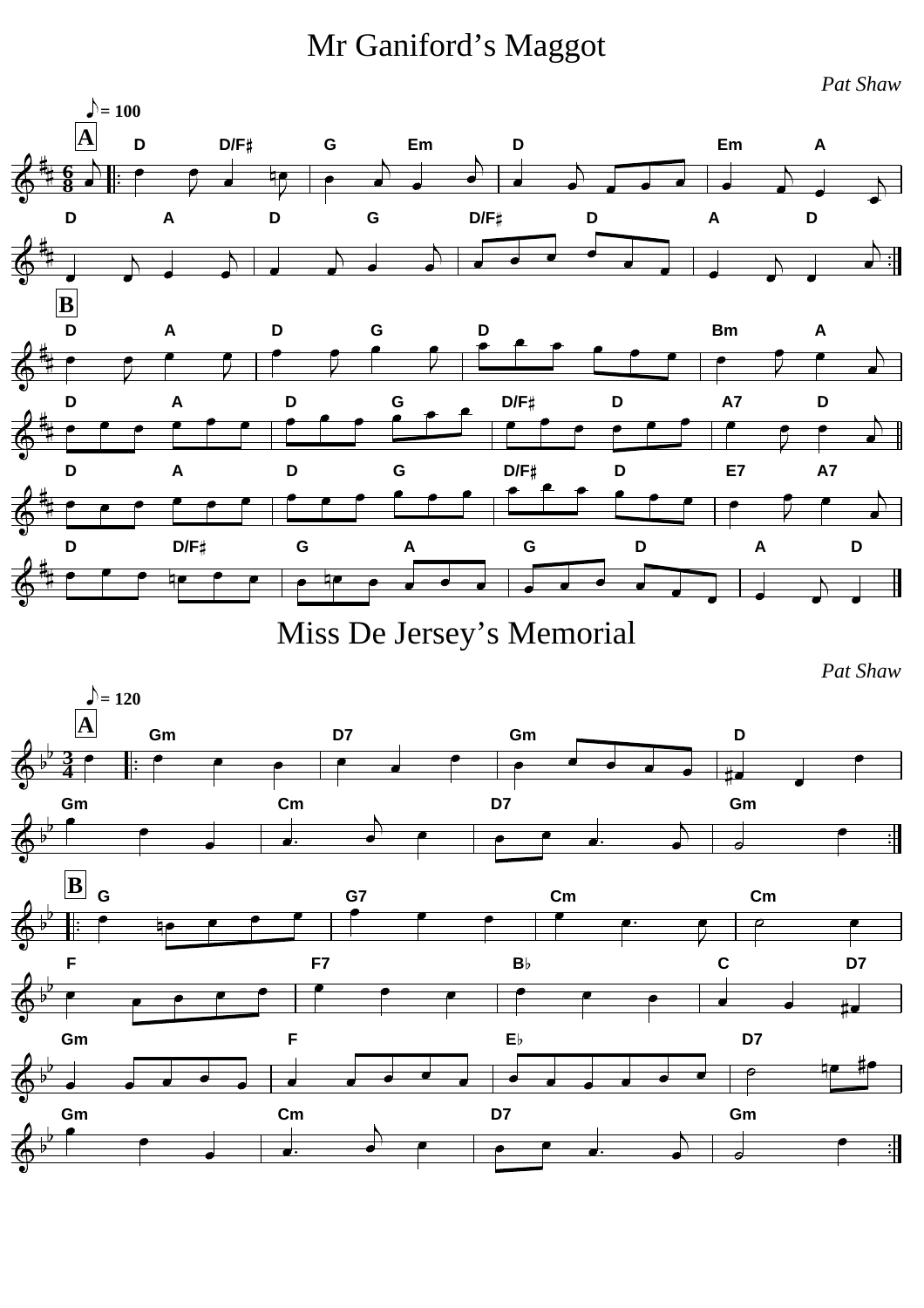# Mr Ganiford's Maggot

*Pat Shaw*

# Miss De Jersey's Memorial

*Pat Shaw*